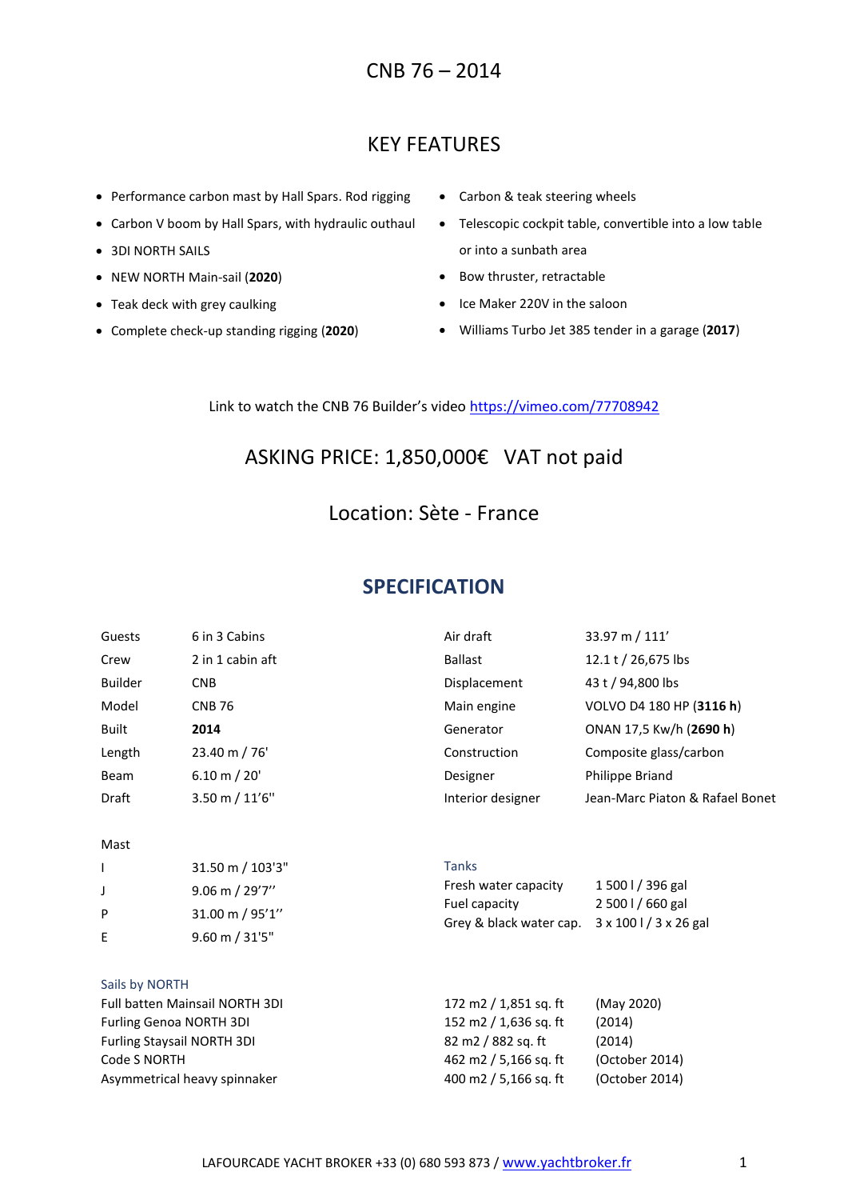# CNB 76 – 2014

## KEY FEATURES

- Performance carbon mast by Hall Spars. Rod rigging
- Carbon V boom by Hall Spars, with hydraulic outhaul
- 3DI NORTH SAILS
- NEW NORTH Main-sail (**2020**)
- Teak deck with grey caulking
- Complete check-up standing rigging (**2020**)
- Carbon & teak steering wheels
- Telescopic cockpit table, convertible into a low table or into a sunbath area
- Bow thruster, retractable
- Ice Maker 220V in the saloon
- Williams Turbo Jet 385 tender in a garage (**2017**)

Link to watch the CNB 76 Builder's video https://vimeo.com/77708942

### ASKING PRICE: 1,850,000€ VAT not paid

### Location: Sète - France

## SPECIFICATION

| | | | |
|---|---|---|---|
| Guests | 6 in 3 Cabins | Air draft | 33.97 m / 111' |
| Crew | 2 in 1 cabin aft | Ballast | 12.1 t / 26,675 lbs |
| Builder | CNB | Displacement | 43 t / 94,800 lbs |
| Model | CNB 76 | Main engine | VOLVO D4 180 HP (**3116 h**) |
| Built | **2014** | Generator | ONAN 17,5 Kw/h (**2690 h**) |
| Length | 23.40 m / 76' | Construction | Composite glass/carbon |
| Beam | 6.10 m / 20' | Designer | Philippe Briand |
| Draft | 3.50 m / 11'6'' | Interior designer | Jean-Marc Piaton & Rafael Bonet |

**Mast**

| | |
|---|---|
| I | 31.50 m / 103'3" |
| J | 9.06 m / 29'7'' |
| P | 31.00 m / 95'1'' |
| E | 9.60 m / 31'5" |

**Tanks**

| | |
|---|---|
| Fresh water capacity | 1 500 l / 396 gal |
| Fuel capacity | 2 500 l / 660 gal |
| Grey & black water cap. | 3 x 100 l / 3 x 26 gal |

**Sails by NORTH**

| | | |
|---|---|---|
| Full batten Mainsail NORTH 3DI | 172 m2 / 1,851 sq. ft | (May 2020) |
| Furling Genoa NORTH 3DI | 152 m2 / 1,636 sq. ft | (2014) |
| Furling Staysail NORTH 3DI | 82 m2 / 882 sq. ft | (2014) |
| Code S NORTH | 462 m2 / 5,166 sq. ft | (October 2014) |
| Asymmetrical heavy spinnaker | 400 m2 / 5,166 sq. ft | (October 2014) |

LAFOURCADE YACHT BROKER +33 (0) 680 593 873 / www.yachtbroker.fr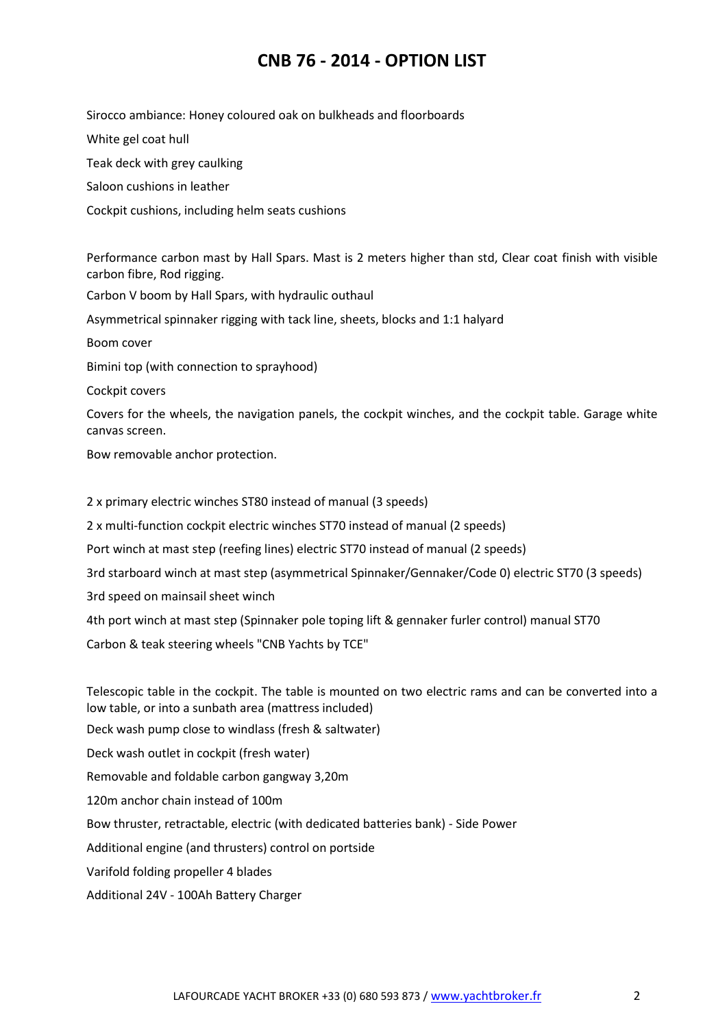# CNB 76 - 2014 - OPTION LIST

Sirocco ambiance: Honey coloured oak on bulkheads and floorboards

White gel coat hull

Teak deck with grey caulking

Saloon cushions in leather

Cockpit cushions, including helm seats cushions

Performance carbon mast by Hall Spars. Mast is 2 meters higher than std, Clear coat finish with visible carbon fibre, Rod rigging.

Carbon V boom by Hall Spars, with hydraulic outhaul

Asymmetrical spinnaker rigging with tack line, sheets, blocks and 1:1 halyard

Boom cover

Bimini top (with connection to sprayhood)

Cockpit covers

Covers for the wheels, the navigation panels, the cockpit winches, and the cockpit table. Garage white canvas screen.

Bow removable anchor protection.

2 x primary electric winches ST80 instead of manual (3 speeds)

2 x multi-function cockpit electric winches ST70 instead of manual (2 speeds)

Port winch at mast step (reefing lines) electric ST70 instead of manual (2 speeds)

3rd starboard winch at mast step (asymmetrical Spinnaker/Gennaker/Code 0) electric ST70 (3 speeds)

3rd speed on mainsail sheet winch

4th port winch at mast step (Spinnaker pole toping lift & gennaker furler control) manual ST70

Carbon & teak steering wheels "CNB Yachts by TCE"

Telescopic table in the cockpit. The table is mounted on two electric rams and can be converted into a low table, or into a sunbath area (mattress included)

Deck wash pump close to windlass (fresh & saltwater)

Deck wash outlet in cockpit (fresh water)

Removable and foldable carbon gangway 3,20m

120m anchor chain instead of 100m

Bow thruster, retractable, electric (with dedicated batteries bank) - Side Power

Additional engine (and thrusters) control on portside

Varifold folding propeller 4 blades

Additional 24V - 100Ah Battery Charger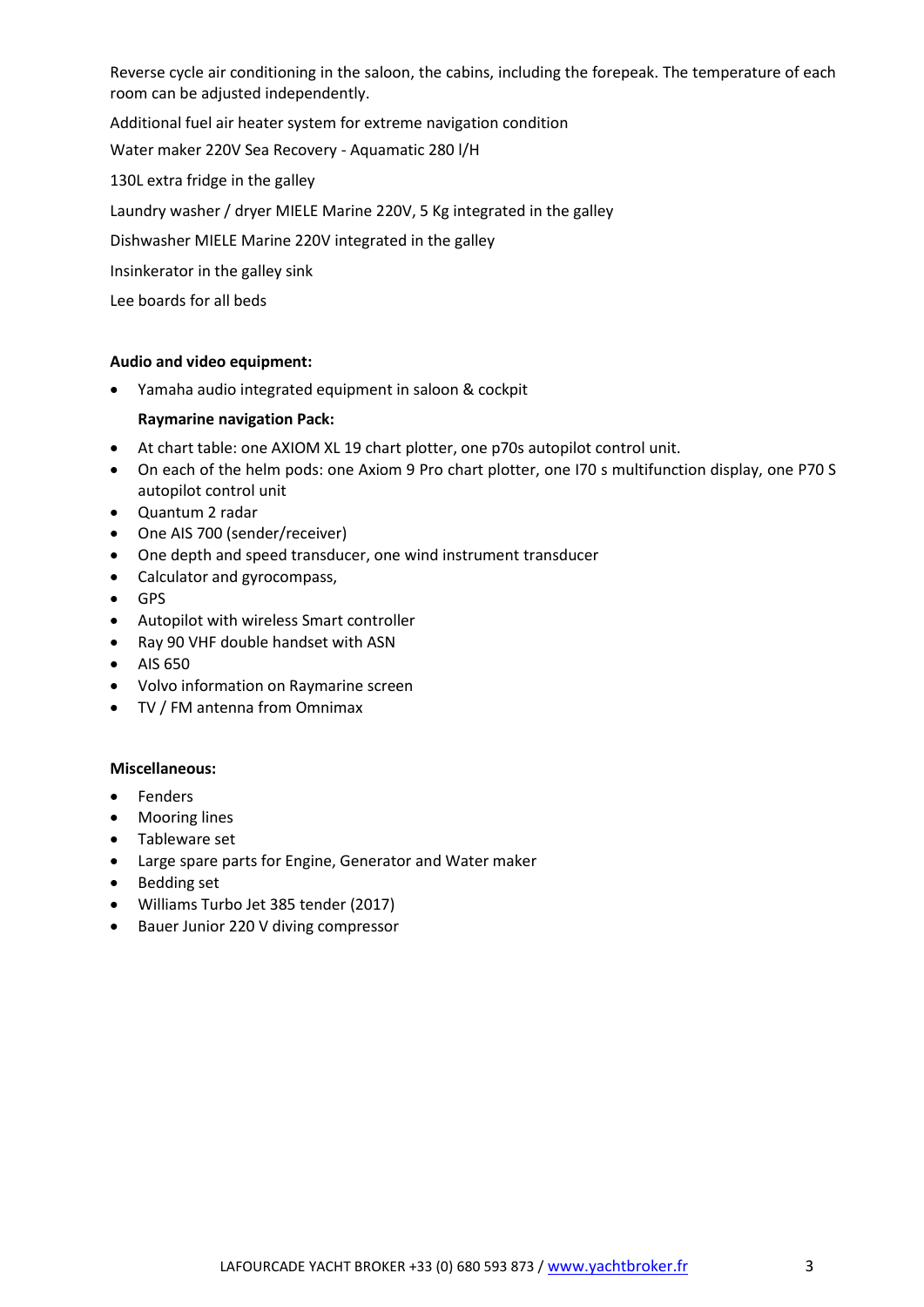Reverse cycle air conditioning in the saloon, the cabins, including the forepeak. The temperature of each room can be adjusted independently.

Additional fuel air heater system for extreme navigation condition

Water maker 220V Sea Recovery - Aquamatic 280 l/H

130L extra fridge in the galley

Laundry washer / dryer MIELE Marine 220V, 5 Kg integrated in the galley

Dishwasher MIELE Marine 220V integrated in the galley

Insinkerator in the galley sink

Lee boards for all beds

**Audio and video equipment:**

- Yamaha audio integrated equipment in saloon & cockpit

  **Raymarine navigation Pack:**

- At chart table: one AXIOM XL 19 chart plotter, one p70s autopilot control unit.
- On each of the helm pods: one Axiom 9 Pro chart plotter, one I70 s multifunction display, one P70 S autopilot control unit
- Quantum 2 radar
- One AIS 700 (sender/receiver)
- One depth and speed transducer, one wind instrument transducer
- Calculator and gyrocompass,
- GPS
- Autopilot with wireless Smart controller
- Ray 90 VHF double handset with ASN
- AIS 650
- Volvo information on Raymarine screen
- TV / FM antenna from Omnimax

**Miscellaneous:**

- Fenders
- Mooring lines
- Tableware set
- Large spare parts for Engine, Generator and Water maker
- Bedding set
- Williams Turbo Jet 385 tender (2017)
- Bauer Junior 220 V diving compressor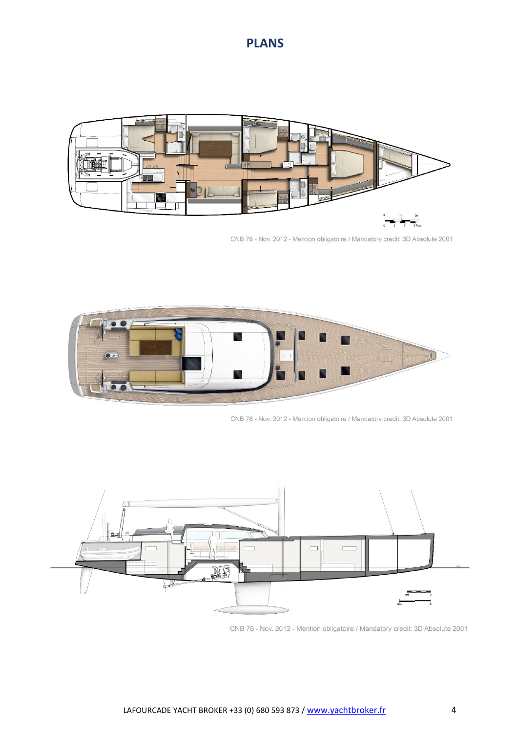# PLANS

CNB 76 - Nov. 2012 - Mention obligatoire / Mandatory credit: 3D Absolute 2001

CNB 76 - Nov. 2012 - Mention obligatoire / Mandatory credit: 3D Absolute 2001

CNB 76 - Nov. 2012 - Mention obligatoire / Mandatory credit: 3D Absolute 2001

LAFOURCADE YACHT BROKER +33 (0) 680 593 873 / www.yachtbroker.fr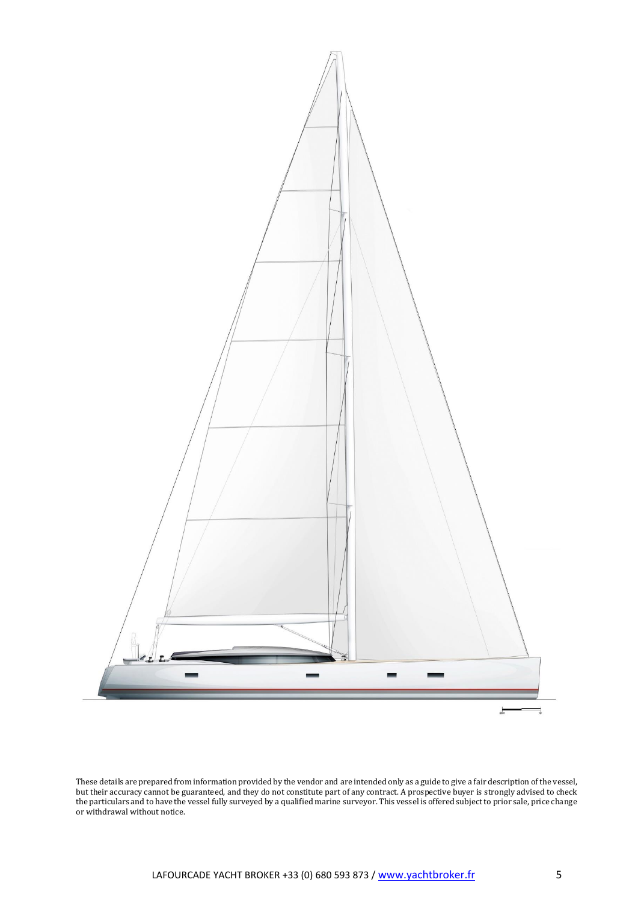These details are prepared from information provided by the vendor and are intended only as a guide to give a fair description of the vessel, but their accuracy cannot be guaranteed, and they do not constitute part of any contract. A prospective buyer is strongly advised to check the particulars and to have the vessel fully surveyed by a qualified marine surveyor. This vessel is offered subject to prior sale, price change or withdrawal without notice.